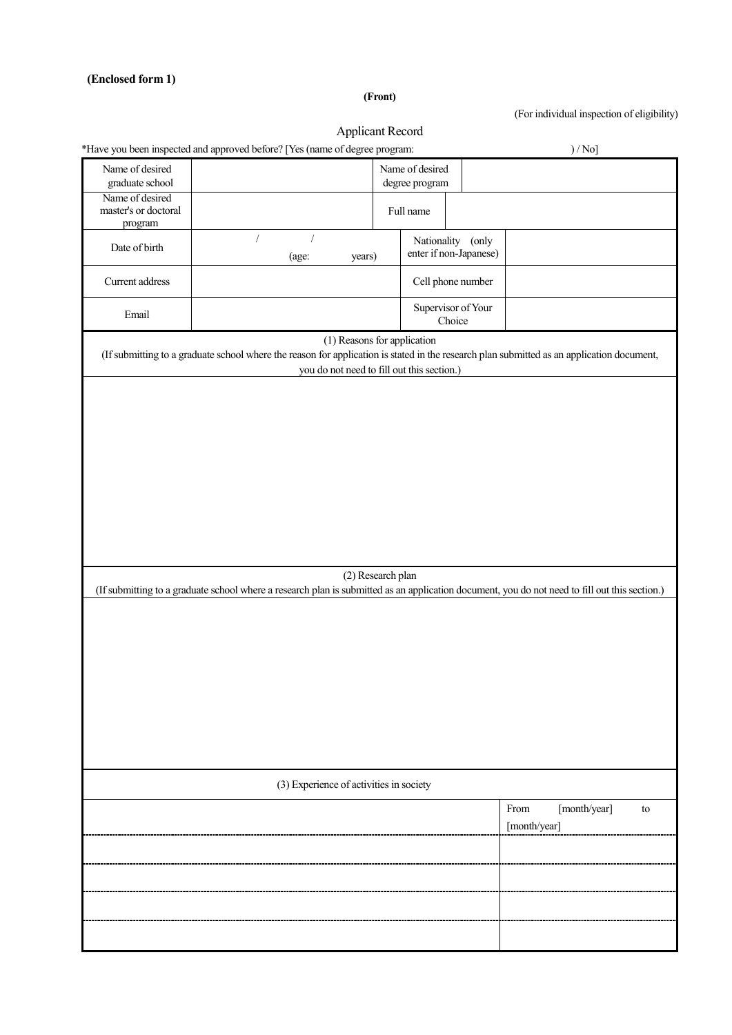**(Enclosed form 1)**

**(Front)**

(For individual inspection of eligibility)

# Applicant Record

*Have you been inspected and approved before? [Yes (name of degree program: ) / No]

| | | | |
|---|---|---|---|
| Name of desired graduate school | | Name of desired degree program | |
| Name of desired master's or doctoral program | | Full name | |
| Date of birth | / / (age: years) | Nationality (only enter if non-Japanese) | |
| Current address | | Cell phone number | |
| Email | | Supervisor of Your Choice | |

(1) Reasons for application
(If submitting to a graduate school where the reason for application is stated in the research plan submitted as an application document, you do not need to fill out this section.)

(2) Research plan
(If submitting to a graduate school where a research plan is submitted as an application document, you do not need to fill out this section.)

(3) Experience of activities in society

| | |
|---|---|
| | From [month/year] to [month/year] |
| | |
| | |
| | |
| | |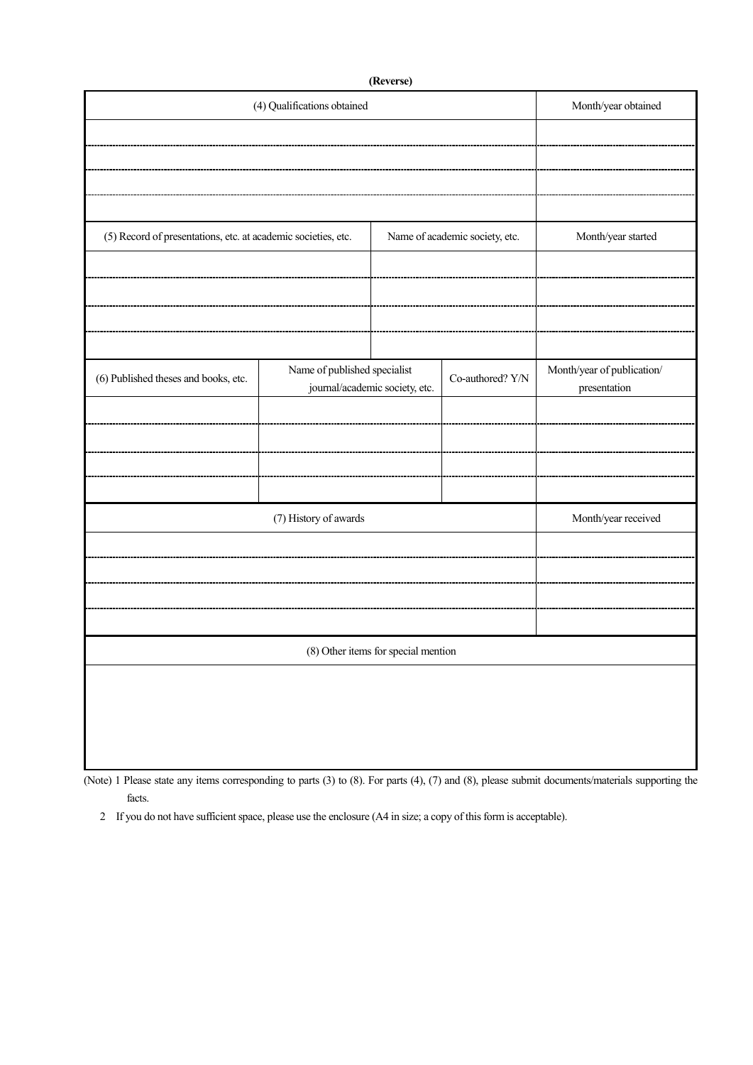**(Reverse)**

| (4) Qualifications obtained | Month/year obtained |
|---|---|
| | |
| | |
| | |
| | |

| (5) Record of presentations, etc. at academic societies, etc. | Name of academic society, etc. | Month/year started |
|---|---|---|
| | | |
| | | |
| | | |
| | | |

| (6) Published theses and books, etc. | Name of published specialist journal/academic society, etc. | Co-authored? Y/N | Month/year of publication/ presentation |
|---|---|---|---|
| | | | |
| | | | |
| | | | |
| | | | |

| (7) History of awards | Month/year received |
|---|---|
| | |
| | |
| | |
| | |

| (8) Other items for special mention |
|---|
| |

(Note) 1 Please state any items corresponding to parts (3) to (8). For parts (4), (7) and (8), please submit documents/materials supporting the facts.

2 If you do not have sufficient space, please use the enclosure (A4 in size; a copy of this form is acceptable).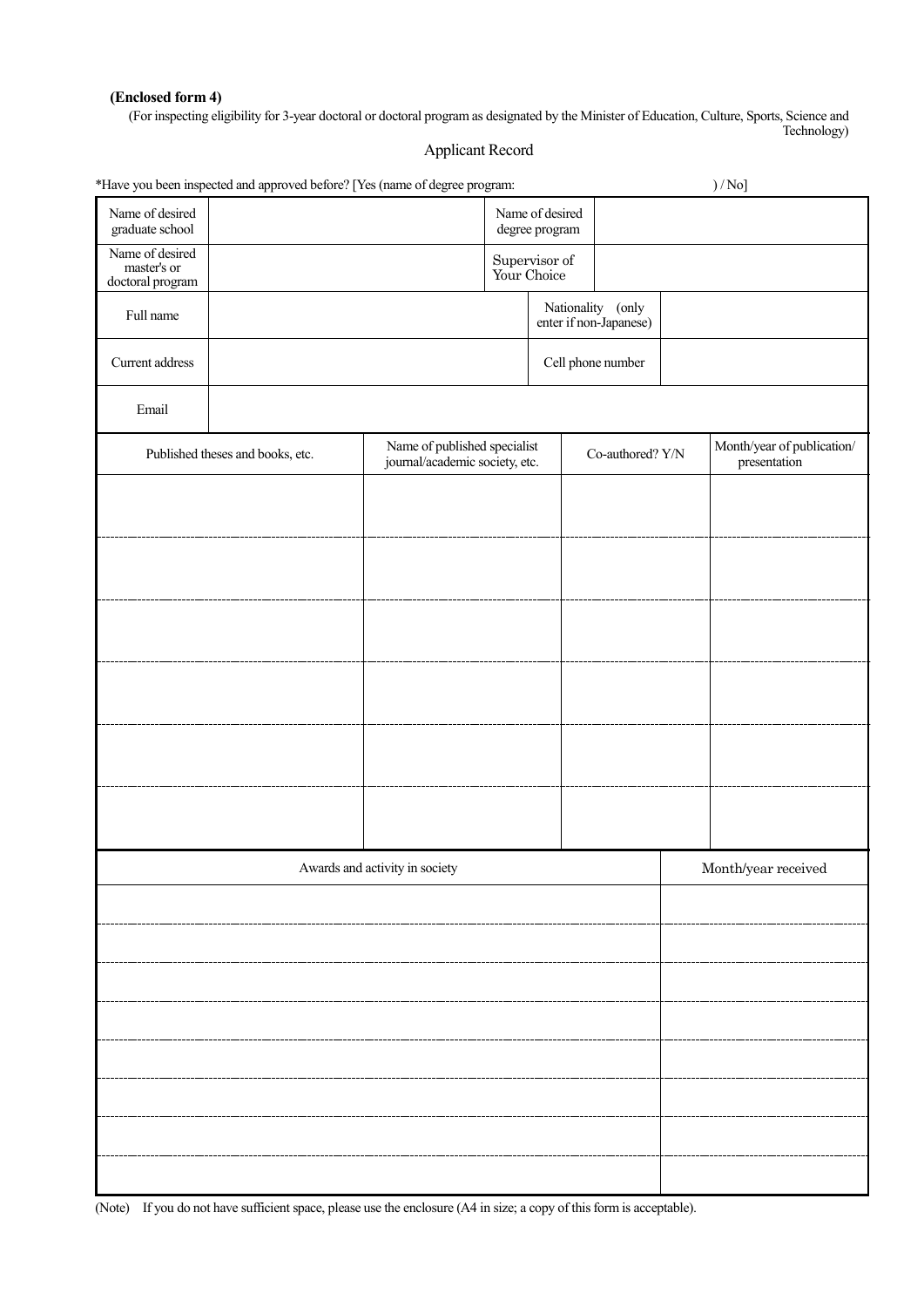**(Enclosed form 4)**

(For inspecting eligibility for 3-year doctoral or doctoral program as designated by the Minister of Education, Culture, Sports, Science and Technology)

Applicant Record

*Have you been inspected and approved before? [Yes (name of degree program: ) / No]

| | | | |
|---|---|---|---|
| Name of desired graduate school | | Name of desired degree program | |
| Name of desired master's or doctoral program | | Supervisor of Your Choice | |
| Full name | | Nationality (only enter if non-Japanese) | |
| Current address | | Cell phone number | |
| Email | | | |

| Published theses and books, etc. | Name of published specialist journal/academic society, etc. | Co-authored? Y/N | Month/year of publication/ presentation |
|---|---|---|---|
| | | | |
| | | | |
| | | | |
| | | | |
| | | | |
| | | | |

| Awards and activity in society | Month/year received |
|---|---|
| | |
| | |
| | |
| | |
| | |
| | |
| | |
| | |

(Note) If you do not have sufficient space, please use the enclosure (A4 in size; a copy of this form is acceptable).